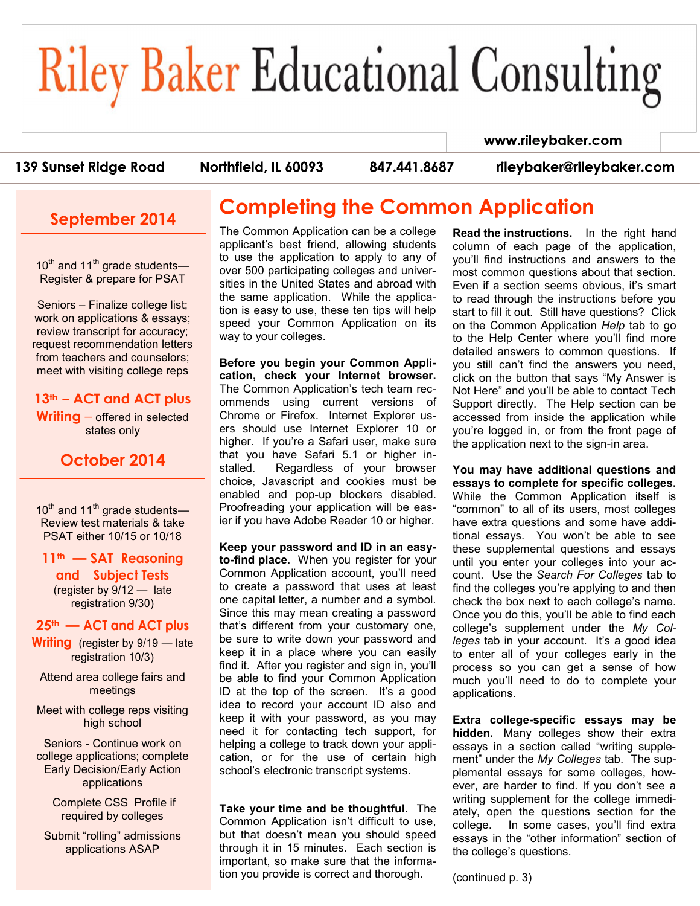# Riley Baker Educational Consulting

www.rileybaker.com

139 Sunset Ridge Road | Northfield, IL 60093 | 847.441.8687 | rileybaker@rileybaker.com

## September 2014

10th and 11th grade students—Register & prepare for PSAT

Seniors – Finalize college list; work on applications & essays; review transcript for accuracy; request recommendation letters from teachers and counselors; meet with visiting college reps

**13th – ACT and ACT plus Writing** – offered in selected states only

## October 2014

10th and 11th grade students—Review test materials & take PSAT either 10/15 or 10/18

**11th — SAT Reasoning and Subject Tests** (register by 9/12 — late registration 9/30)

**25th — ACT and ACT plus Writing** (register by 9/19 — late registration 10/3)

Attend area college fairs and meetings

Meet with college reps visiting high school

Seniors - Continue work on college applications; complete Early Decision/Early Action applications

Complete CSS Profile if required by colleges

Submit "rolling" admissions applications ASAP

# Completing the Common Application

The Common Application can be a college applicant's best friend, allowing students to use the application to apply to any of over 500 participating colleges and universities in the United States and abroad with the same application. While the application is easy to use, these ten tips will help speed your Common Application on its way to your colleges.

**Before you begin your Common Application, check your Internet browser.** The Common Application's tech team recommends using current versions of Chrome or Firefox. Internet Explorer users should use Internet Explorer 10 or higher. If you're a Safari user, make sure that you have Safari 5.1 or higher installed. Regardless of your browser choice, Javascript and cookies must be enabled and pop-up blockers disabled. Proofreading your application will be easier if you have Adobe Reader 10 or higher.

**Keep your password and ID in an easy-to-find place.** When you register for your Common Application account, you'll need to create a password that uses at least one capital letter, a number and a symbol. Since this may mean creating a password that's different from your customary one, be sure to write down your password and keep it in a place where you can easily find it. After you register and sign in, you'll be able to find your Common Application ID at the top of the screen. It's a good idea to record your account ID also and keep it with your password, as you may need it for contacting tech support, for helping a college to track down your application, or for the use of certain high school's electronic transcript systems.

**Take your time and be thoughtful.** The Common Application isn't difficult to use, but that doesn't mean you should speed through it in 15 minutes. Each section is important, so make sure that the information you provide is correct and thorough.

**Read the instructions.** In the right hand column of each page of the application, you'll find instructions and answers to the most common questions about that section. Even if a section seems obvious, it's smart to read through the instructions before you start to fill it out. Still have questions? Click on the Common Application *Help* tab to go to the Help Center where you'll find more detailed answers to common questions. If you still can't find the answers you need, click on the button that says "My Answer is Not Here" and you'll be able to contact Tech Support directly. The Help section can be accessed from inside the application while you're logged in, or from the front page of the application next to the sign-in area.

**You may have additional questions and essays to complete for specific colleges.** While the Common Application itself is "common" to all of its users, most colleges have extra questions and some have additional essays. You won't be able to see these supplemental questions and essays until you enter your colleges into your account. Use the *Search For Colleges* tab to find the colleges you're applying to and then check the box next to each college's name. Once you do this, you'll be able to find each college's supplement under the *My Colleges* tab in your account. It's a good idea to enter all of your colleges early in the process so you can get a sense of how much you'll need to do to complete your applications.

**Extra college-specific essays may be hidden.** Many colleges show their extra essays in a section called "writing supplement" under the *My Colleges* tab. The supplemental essays for some colleges, however, are harder to find. If you don't see a writing supplement for the college immediately, open the questions section for the college. In some cases, you'll find extra essays in the "other information" section of the college's questions.

(continued p. 3)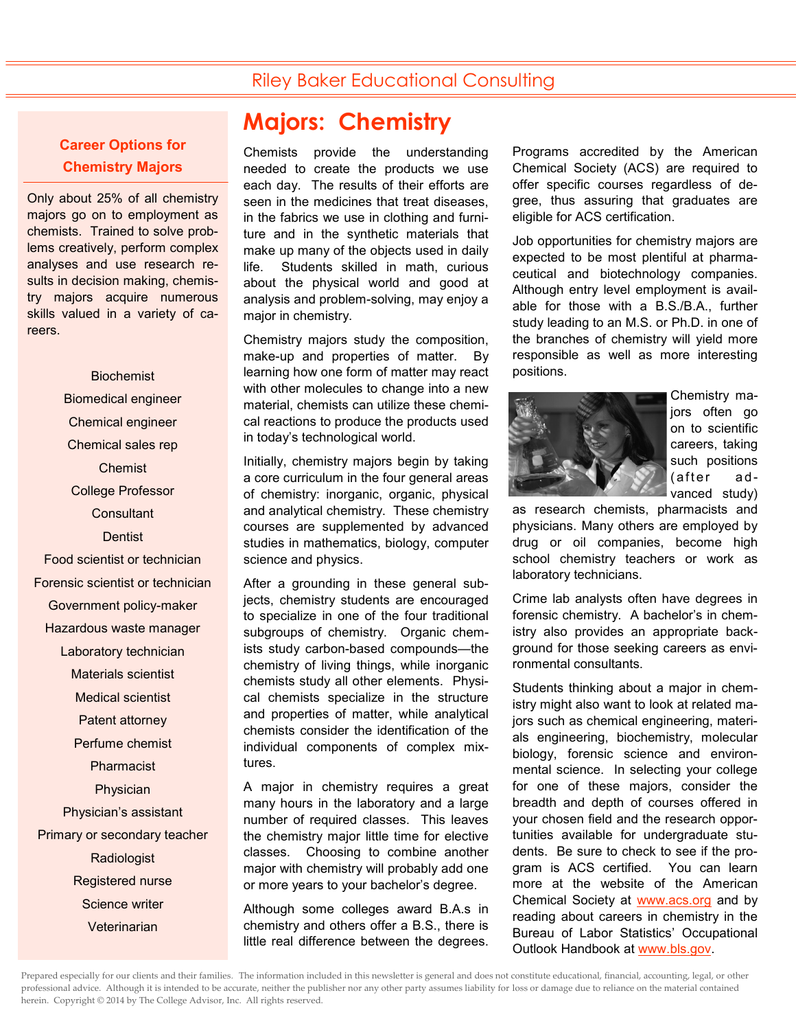# Majors: Chemistry

Chemists provide the understanding needed to create the products we use each day. The results of their efforts are seen in the medicines that treat diseases, in the fabrics we use in clothing and furniture and in the synthetic materials that make up many of the objects used in daily life. Students skilled in math, curious about the physical world and good at analysis and problem-solving, may enjoy a major in chemistry.

Chemistry majors study the composition, make-up and properties of matter. By learning how one form of matter may react with other molecules to change into a new material, chemists can utilize these chemical reactions to produce the products used in today's technological world.

Initially, chemistry majors begin by taking a core curriculum in the four general areas of chemistry: inorganic, organic, physical and analytical chemistry. These chemistry courses are supplemented by advanced studies in mathematics, biology, computer science and physics.

After a grounding in these general subjects, chemistry students are encouraged to specialize in one of the four traditional subgroups of chemistry. Organic chemists study carbon-based compounds—the chemistry of living things, while inorganic chemists study all other elements. Physical chemists specialize in the structure and properties of matter, while analytical chemists consider the identification of the individual components of complex mixtures.

A major in chemistry requires a great many hours in the laboratory and a large number of required classes. This leaves the chemistry major little time for elective classes. Choosing to combine another major with chemistry will probably add one or more years to your bachelor's degree.

Although some colleges award B.A.s in chemistry and others offer a B.S., there is little real difference between the degrees. Programs accredited by the American Chemical Society (ACS) are required to offer specific courses regardless of degree, thus assuring that graduates are eligible for ACS certification.

Job opportunities for chemistry majors are expected to be most plentiful at pharmaceutical and biotechnology companies. Although entry level employment is available for those with a B.S./B.A., further study leading to an M.S. or Ph.D. in one of the branches of chemistry will yield more responsible as well as more interesting positions.

Chemistry majors often go on to scientific careers, taking such positions (after advanced study) as research chemists, pharmacists and physicians. Many others are employed by drug or oil companies, become high school chemistry teachers or work as laboratory technicians.

Crime lab analysts often have degrees in forensic chemistry. A bachelor's in chemistry also provides an appropriate background for those seeking careers as environmental consultants.

Students thinking about a major in chemistry might also want to look at related majors such as chemical engineering, materials engineering, biochemistry, molecular biology, forensic science and environmental science. In selecting your college for one of these majors, consider the breadth and depth of courses offered in your chosen field and the research opportunities available for undergraduate students. Be sure to check to see if the program is ACS certified. You can learn more at the website of the American Chemical Society at www.acs.org and by reading about careers in chemistry in the Bureau of Labor Statistics' Occupational Outlook Handbook at www.bls.gov.

## Career Options for Chemistry Majors

Only about 25% of all chemistry majors go on to employment as chemists. Trained to solve problems creatively, perform complex analyses and use research results in decision making, chemistry majors acquire numerous skills valued in a variety of careers.

- Biochemist
- Biomedical engineer
- Chemical engineer
- Chemical sales rep
- Chemist
- College Professor
- Consultant
- Dentist
- Food scientist or technician
- Forensic scientist or technician
- Government policy-maker
- Hazardous waste manager
- Laboratory technician
- Materials scientist
- Medical scientist
- Patent attorney
- Perfume chemist
- Pharmacist
- Physician
- Physician's assistant
- Primary or secondary teacher
- Radiologist
- Registered nurse
- Science writer
- Veterinarian

Prepared especially for our clients and their families. The information included in this newsletter is general and does not constitute educational, financial, accounting, legal, or other professional advice. Although it is intended to be accurate, neither the publisher nor any other party assumes liability for loss or damage due to reliance on the material contained herein. Copyright © 2014 by The College Advisor, Inc. All rights reserved.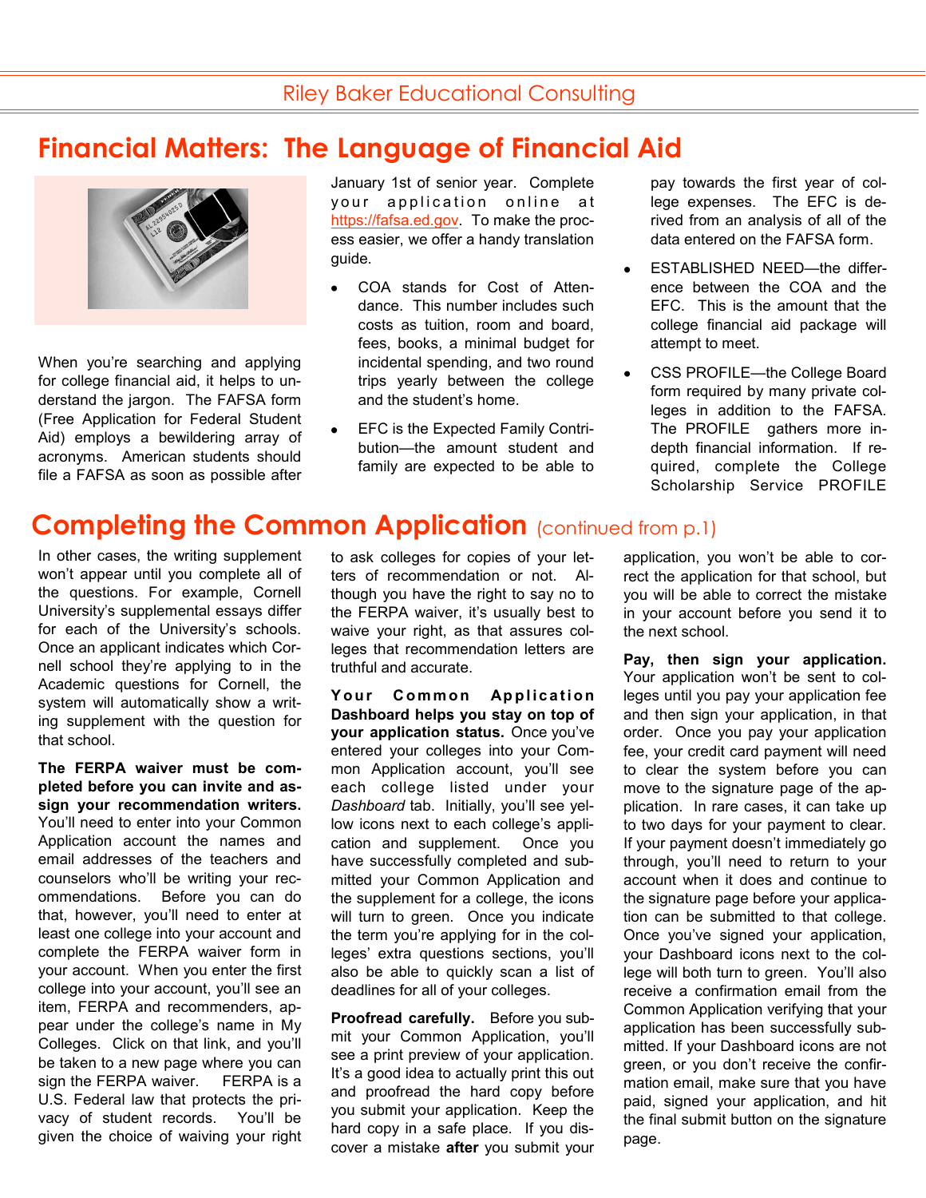# Financial Matters: The Language of Financial Aid

When you're searching and applying for college financial aid, it helps to understand the jargon. The FAFSA form (Free Application for Federal Student Aid) employs a bewildering array of acronyms. American students should file a FAFSA as soon as possible after January 1st of senior year. Complete your application online at https://fafsa.ed.gov. To make the process easier, we offer a handy translation guide.

- COA stands for Cost of Attendance. This number includes such costs as tuition, room and board, fees, books, a minimal budget for incidental spending, and two round trips yearly between the college and the student's home.
- EFC is the Expected Family Contribution—the amount student and family are expected to be able to pay towards the first year of college expenses. The EFC is derived from an analysis of all of the data entered on the FAFSA form.
- ESTABLISHED NEED—the difference between the COA and the EFC. This is the amount that the college financial aid package will attempt to meet.
- CSS PROFILE—the College Board form required by many private colleges in addition to the FAFSA. The PROFILE gathers more in-depth financial information. If required, complete the College Scholarship Service PROFILE

# Completing the Common Application (continued from p.1)

In other cases, the writing supplement won't appear until you complete all of the questions. For example, Cornell University's supplemental essays differ for each of the University's schools. Once an applicant indicates which Cornell school they're applying to in the Academic questions for Cornell, the system will automatically show a writing supplement with the question for that school.

**The FERPA waiver must be completed before you can invite and assign your recommendation writers.** You'll need to enter into your Common Application account the names and email addresses of the teachers and counselors who'll be writing your recommendations. Before you can do that, however, you'll need to enter at least one college into your account and complete the FERPA waiver form in your account. When you enter the first college into your account, you'll see an item, FERPA and recommenders, appear under the college's name in My Colleges. Click on that link, and you'll be taken to a new page where you can sign the FERPA waiver. FERPA is a U.S. Federal law that protects the privacy of student records. You'll be given the choice of waiving your right to ask colleges for copies of your letters of recommendation or not. Although you have the right to say no to the FERPA waiver, it's usually best to waive your right, as that assures colleges that recommendation letters are truthful and accurate.

**Your Common Application Dashboard helps you stay on top of your application status.** Once you've entered your colleges into your Common Application account, you'll see each college listed under your *Dashboard* tab. Initially, you'll see yellow icons next to each college's application and supplement. Once you have successfully completed and submitted your Common Application and the supplement for a college, the icons will turn to green. Once you indicate the term you're applying for in the colleges' extra questions sections, you'll also be able to quickly scan a list of deadlines for all of your colleges.

**Proofread carefully.** Before you submit your Common Application, you'll see a print preview of your application. It's a good idea to actually print this out and proofread the hard copy before you submit your application. Keep the hard copy in a safe place. If you discover a mistake **after** you submit your application, you won't be able to correct the application for that school, but you will be able to correct the mistake in your account before you send it to the next school.

**Pay, then sign your application.** Your application won't be sent to colleges until you pay your application fee and then sign your application, in that order. Once you pay your application fee, your credit card payment will need to clear the system before you can move to the signature page of the application. In rare cases, it can take up to two days for your payment to clear. If your payment doesn't immediately go through, you'll need to return to your account when it does and continue to the signature page before your application can be submitted to that college. Once you've signed your application, your Dashboard icons next to the college will both turn to green. You'll also receive a confirmation email from the Common Application verifying that your application has been successfully submitted. If your Dashboard icons are not green, or you don't receive the confirmation email, make sure that you have paid, signed your application, and hit the final submit button on the signature page.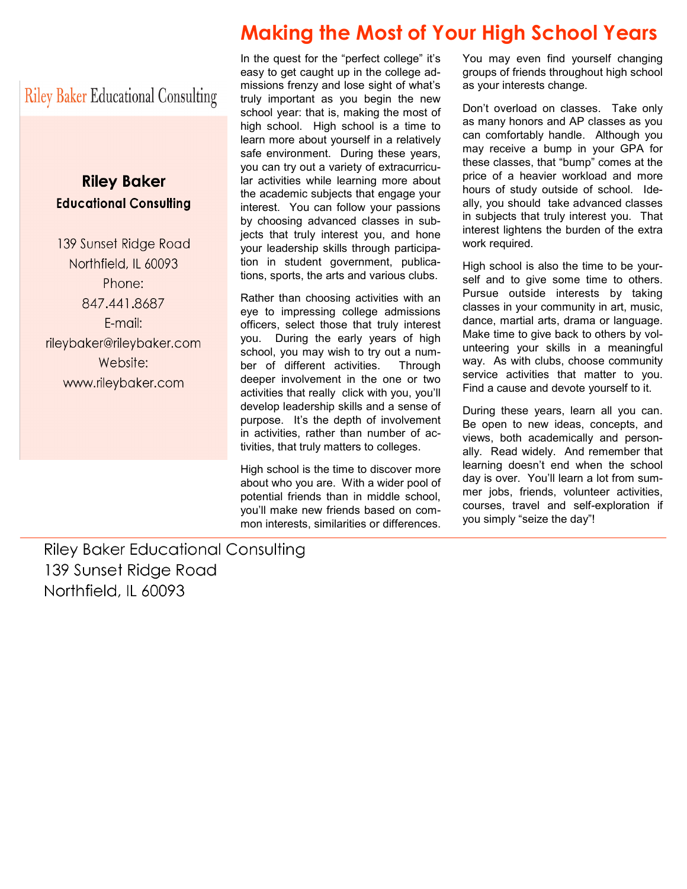Riley Baker Educational Consulting

**Riley Baker**
**Educational Consulting**

139 Sunset Ridge Road
Northfield, IL 60093
Phone:
847.441.8687
E-mail:
rileybaker@rileybaker.com
Website:
www.rileybaker.com

# Making the Most of Your High School Years

In the quest for the "perfect college" it's easy to get caught up in the college admissions frenzy and lose sight of what's truly important as you begin the new school year: that is, making the most of high school. High school is a time to learn more about yourself in a relatively safe environment. During these years, you can try out a variety of extracurricular activities while learning more about the academic subjects that engage your interest. You can follow your passions by choosing advanced classes in subjects that truly interest you, and hone your leadership skills through participation in student government, publications, sports, the arts and various clubs.

Rather than choosing activities with an eye to impressing college admissions officers, select those that truly interest you. During the early years of high school, you may wish to try out a number of different activities. Through deeper involvement in the one or two activities that really click with you, you'll develop leadership skills and a sense of purpose. It's the depth of involvement in activities, rather than number of activities, that truly matters to colleges.

High school is the time to discover more about who you are. With a wider pool of potential friends than in middle school, you'll make new friends based on common interests, similarities or differences. You may even find yourself changing groups of friends throughout high school as your interests change.

Don't overload on classes. Take only as many honors and AP classes as you can comfortably handle. Although you may receive a bump in your GPA for these classes, that "bump" comes at the price of a heavier workload and more hours of study outside of school. Ideally, you should take advanced classes in subjects that truly interest you. That interest lightens the burden of the extra work required.

High school is also the time to be yourself and to give some time to others. Pursue outside interests by taking classes in your community in art, music, dance, martial arts, drama or language. Make time to give back to others by volunteering your skills in a meaningful way. As with clubs, choose community service activities that matter to you. Find a cause and devote yourself to it.

During these years, learn all you can. Be open to new ideas, concepts, and views, both academically and personally. Read widely. And remember that learning doesn't end when the school day is over. You'll learn a lot from summer jobs, friends, volunteer activities, courses, travel and self-exploration if you simply "seize the day"!

Riley Baker Educational Consulting
139 Sunset Ridge Road
Northfield, IL 60093